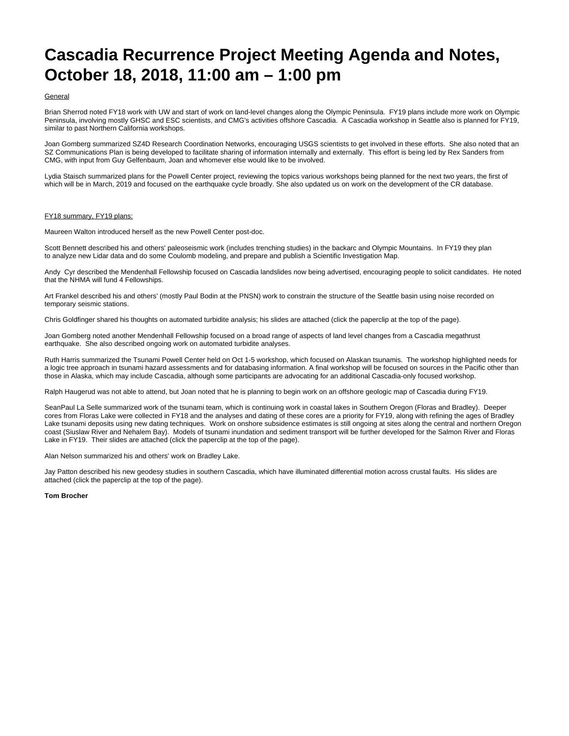# Cascadia Recurrence Project Meeting Agenda and Notes, October 18, 2018, 11:00 am – 1:00 pm

<u>General</u>

Brian Sherrod noted FY18 work with UW and start of work on land-level changes along the Olympic Peninsula. FY19 plans include more work on Olympic Peninsula, involving mostly GHSC and ESC scientists, and CMG's activities offshore Cascadia. A Cascadia workshop in Seattle also is planned for FY19, similar to past Northern California workshops.

Joan Gomberg summarized SZ4D Research Coordination Networks, encouraging USGS scientists to get involved in these efforts. She also noted that an SZ Communications Plan is being developed to facilitate sharing of information internally and externally. This effort is being led by Rex Sanders from CMG, with input from Guy Gelfenbaum, Joan and whomever else would like to be involved.

Lydia Staisch summarized plans for the Powell Center project, reviewing the topics various workshops being planned for the next two years, the first of which will be in March, 2019 and focused on the earthquake cycle broadly. She also updated us on work on the development of the CR database.

<u>FY18 summary, FY19 plans:</u>

Maureen Walton introduced herself as the new Powell Center post-doc.

Scott Bennett described his and others' paleoseismic work (includes trenching studies) in the backarc and Olympic Mountains. In FY19 they plan to analyze new Lidar data and do some Coulomb modeling, and prepare and publish a Scientific Investigation Map.

Andy Cyr described the Mendenhall Fellowship focused on Cascadia landslides now being advertised, encouraging people to solicit candidates. He noted that the NHMA will fund 4 Fellowships.

Art Frankel described his and others' (mostly Paul Bodin at the PNSN) work to constrain the structure of the Seattle basin using noise recorded on temporary seismic stations.

Chris Goldfinger shared his thoughts on automated turbidite analysis; his slides are attached (click the paperclip at the top of the page).

Joan Gomberg noted another Mendenhall Fellowship focused on a broad range of aspects of land level changes from a Cascadia megathrust earthquake. She also described ongoing work on automated turbidite analyses.

Ruth Harris summarized the Tsunami Powell Center held on Oct 1-5 workshop, which focused on Alaskan tsunamis. The workshop highlighted needs for a logic tree approach in tsunami hazard assessments and for databasing information. A final workshop will be focused on sources in the Pacific other than those in Alaska, which may include Cascadia, although some participants are advocating for an additional Cascadia-only focused workshop.

Ralph Haugerud was not able to attend, but Joan noted that he is planning to begin work on an offshore geologic map of Cascadia during FY19.

SeanPaul La Selle summarized work of the tsunami team, which is continuing work in coastal lakes in Southern Oregon (Floras and Bradley). Deeper cores from Floras Lake were collected in FY18 and the analyses and dating of these cores are a priority for FY19, along with refining the ages of Bradley Lake tsunami deposits using new dating techniques. Work on onshore subsidence estimates is still ongoing at sites along the central and northern Oregon coast (Siuslaw River and Nehalem Bay). Models of tsunami inundation and sediment transport will be further developed for the Salmon River and Floras Lake in FY19. Their slides are attached (click the paperclip at the top of the page).

Alan Nelson summarized his and others' work on Bradley Lake.

Jay Patton described his new geodesy studies in southern Cascadia, which have illuminated differential motion across crustal faults. His slides are attached (click the paperclip at the top of the page).

**Tom Brocher**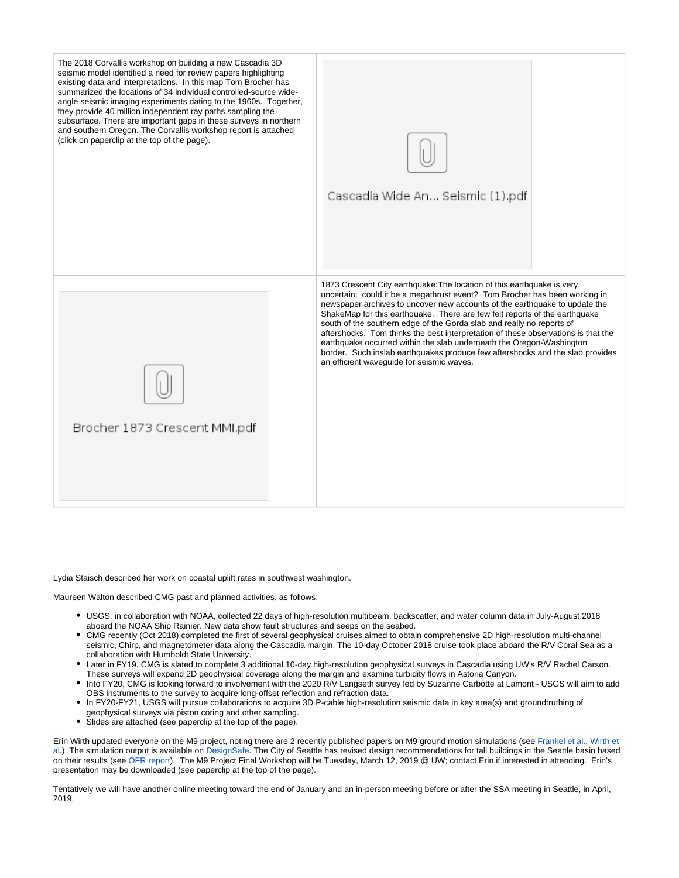| | |
|---|---|
| The 2018 Corvallis workshop on building a new Cascadia 3D seismic model identified a need for review papers highlighting existing data and interpretations. In this map Tom Brocher has summarized the locations of 34 individual controlled-source wide-angle seismic imaging experiments dating to the 1960s. Together, they provide 40 million independent ray paths sampling the subsurface. There are important gaps in these surveys in northern and southern Oregon. The Corvallis workshop report is attached (click on paperclip at the top of the page). | Cascadia Wide An... Seismic (1).pdf |
| Brocher 1873 Crescent MMI.pdf | 1873 Crescent City earthquake:The location of this earthquake is very uncertain: could it be a megathrust event? Tom Brocher has been working in newspaper archives to uncover new accounts of the earthquake to update the ShakeMap for this earthquake. There are few felt reports of the earthquake south of the southern edge of the Gorda slab and really no reports of aftershocks. Tom thinks the best interpretation of these observations is that the earthquake occurred within the slab underneath the Oregon-Washington border. Such inslab earthquakes produce few aftershocks and the slab provides an efficient waveguide for seismic waves. |

Lydia Staisch described her work on coastal uplift rates in southwest washington.

Maureen Walton described CMG past and planned activities, as follows:

- USGS, in collaboration with NOAA, collected 22 days of high-resolution multibeam, backscatter, and water column data in July-August 2018 aboard the NOAA Ship Rainier. New data show fault structures and seeps on the seabed.
- CMG recently (Oct 2018) completed the first of several geophysical cruises aimed to obtain comprehensive 2D high-resolution multi-channel seismic, Chirp, and magnetometer data along the Cascadia margin. The 10-day October 2018 cruise took place aboard the R/V Coral Sea as a collaboration with Humboldt State University.
- Later in FY19, CMG is slated to complete 3 additional 10-day high-resolution geophysical surveys in Cascadia using UW's R/V Rachel Carson. These surveys will expand 2D geophysical coverage along the margin and examine turbidity flows in Astoria Canyon.
- Into FY20, CMG is looking forward to involvement with the 2020 R/V Langseth survey led by Suzanne Carbotte at Lamont - USGS will aim to add OBS instruments to the survey to acquire long-offset reflection and refraction data.
- In FY20-FY21, USGS will pursue collaborations to acquire 3D P-cable high-resolution seismic data in key area(s) and groundtruthing of geophysical surveys via piston coring and other sampling.
- Slides are attached (see paperclip at the top of the page).

Erin Wirth updated everyone on the M9 project, noting there are 2 recently published papers on M9 ground motion simulations (see Frankel et al., Wirth et al.). The simulation output is available on DesignSafe. The City of Seattle has revised design recommendations for tall buildings in the Seattle basin based on their results (see OFR report). The M9 Project Final Workshop will be Tuesday, March 12, 2019 @ UW; contact Erin if interested in attending. Erin's presentation may be downloaded (see paperclip at the top of the page).

Tentatively we will have another online meeting toward the end of January and an in-person meeting before or after the SSA meeting in Seattle, in April, 2019.